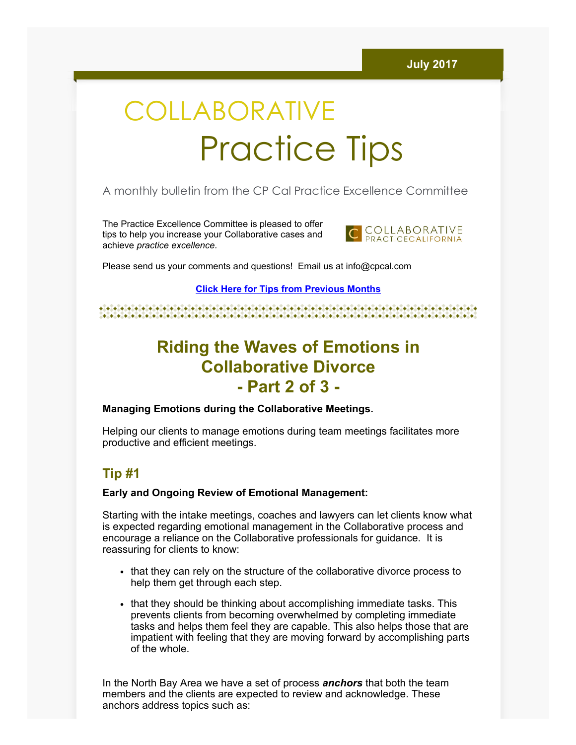July 2017

# COLLABORATIVE Practice Tips

A monthly bulletin from the CP Cal Practice Excellence Committee

The Practice Excellence Committee is pleased to offer tips to help you increase your Collaborative cases and achieve *practice excellence.*

COLLABORATIVE PRACTICECALIFORNIA

Please send us your comments and questions! Email us at info@cpcal.com

**Click Here for Tips from Previous Months**

## Riding the Waves of Emotions in Collaborative Divorce - Part 2 of 3 -

**Managing Emotions during the Collaborative Meetings.**

Helping our clients to manage emotions during team meetings facilitates more productive and efficient meetings.

### Tip #1

**Early and Ongoing Review of Emotional Management:**

Starting with the intake meetings, coaches and lawyers can let clients know what is expected regarding emotional management in the Collaborative process and encourage a reliance on the Collaborative professionals for guidance. It is reassuring for clients to know:

- that they can rely on the structure of the collaborative divorce process to help them get through each step.
- that they should be thinking about accomplishing immediate tasks. This prevents clients from becoming overwhelmed by completing immediate tasks and helps them feel they are capable. This also helps those that are impatient with feeling that they are moving forward by accomplishing parts of the whole.

In the North Bay Area we have a set of process ***anchors*** that both the team members and the clients are expected to review and acknowledge. These anchors address topics such as: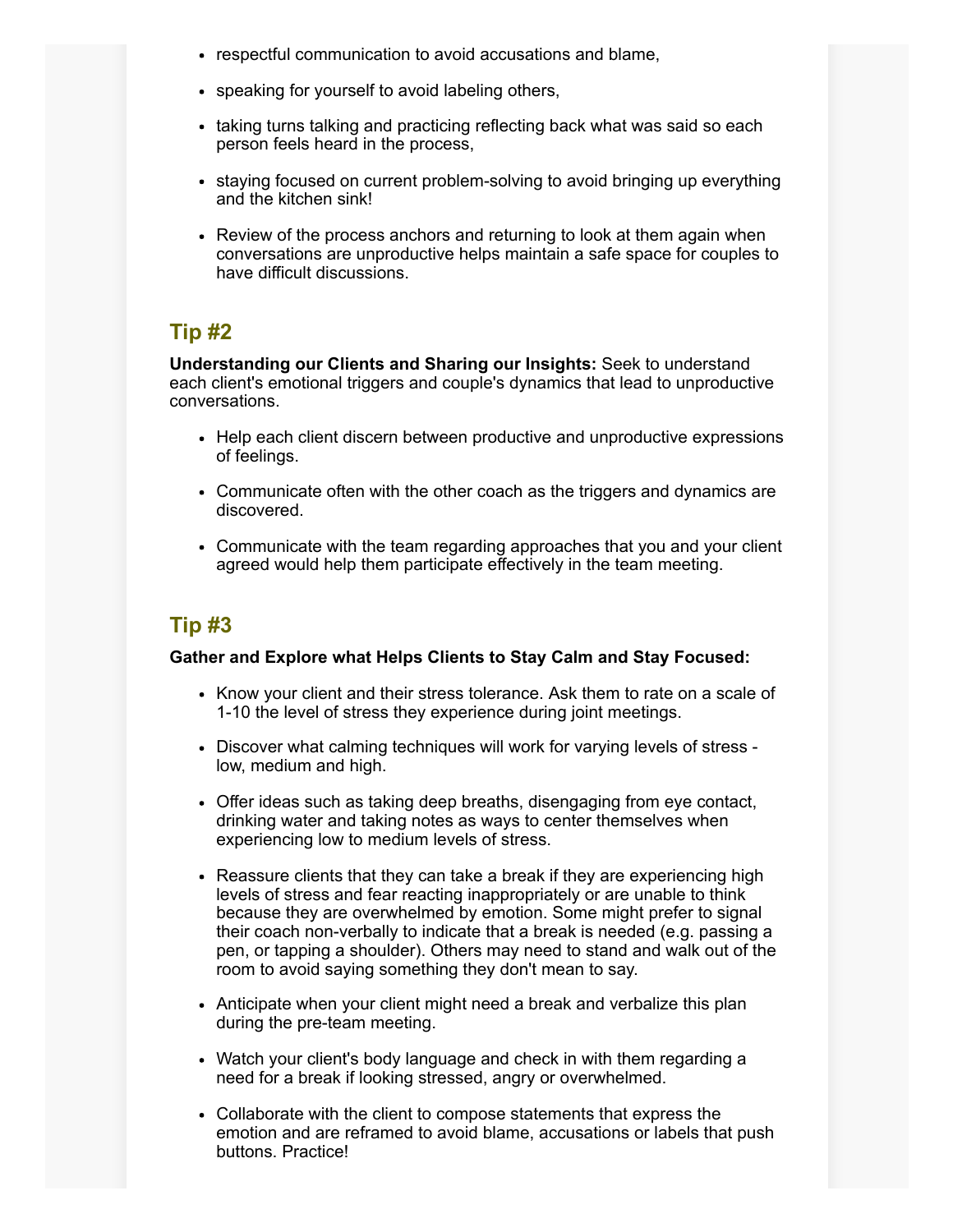- respectful communication to avoid accusations and blame,
- speaking for yourself to avoid labeling others,
- taking turns talking and practicing reflecting back what was said so each person feels heard in the process,
- staying focused on current problem-solving to avoid bringing up everything and the kitchen sink!
- Review of the process anchors and returning to look at them again when conversations are unproductive helps maintain a safe space for couples to have difficult discussions.

## Tip #2

**Understanding our Clients and Sharing our Insights:** Seek to understand each client's emotional triggers and couple's dynamics that lead to unproductive conversations.

- Help each client discern between productive and unproductive expressions of feelings.
- Communicate often with the other coach as the triggers and dynamics are discovered.
- Communicate with the team regarding approaches that you and your client agreed would help them participate effectively in the team meeting.

## Tip #3

**Gather and Explore what Helps Clients to Stay Calm and Stay Focused:**

- Know your client and their stress tolerance. Ask them to rate on a scale of 1-10 the level of stress they experience during joint meetings.
- Discover what calming techniques will work for varying levels of stress - low, medium and high.
- Offer ideas such as taking deep breaths, disengaging from eye contact, drinking water and taking notes as ways to center themselves when experiencing low to medium levels of stress.
- Reassure clients that they can take a break if they are experiencing high levels of stress and fear reacting inappropriately or are unable to think because they are overwhelmed by emotion. Some might prefer to signal their coach non-verbally to indicate that a break is needed (e.g. passing a pen, or tapping a shoulder). Others may need to stand and walk out of the room to avoid saying something they don't mean to say.
- Anticipate when your client might need a break and verbalize this plan during the pre-team meeting.
- Watch your client's body language and check in with them regarding a need for a break if looking stressed, angry or overwhelmed.
- Collaborate with the client to compose statements that express the emotion and are reframed to avoid blame, accusations or labels that push buttons. Practice!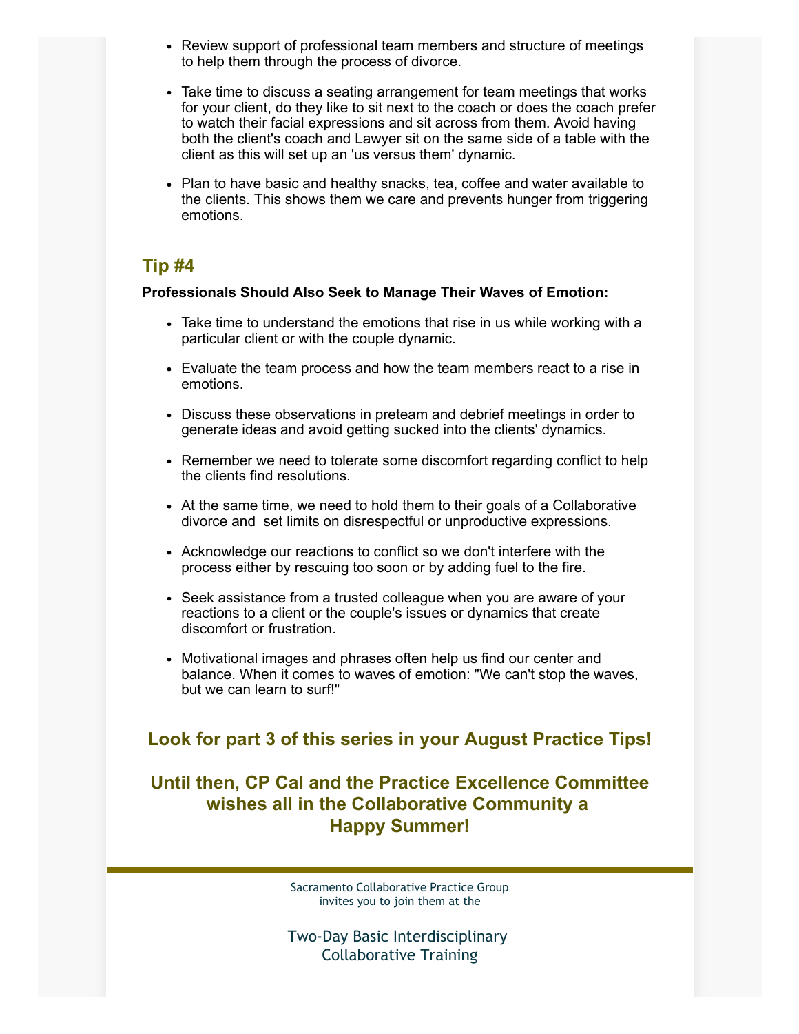- Review support of professional team members and structure of meetings to help them through the process of divorce.
- Take time to discuss a seating arrangement for team meetings that works for your client, do they like to sit next to the coach or does the coach prefer to watch their facial expressions and sit across from them. Avoid having both the client's coach and Lawyer sit on the same side of a table with the client as this will set up an 'us versus them' dynamic.
- Plan to have basic and healthy snacks, tea, coffee and water available to the clients. This shows them we care and prevents hunger from triggering emotions.

## Tip #4

**Professionals Should Also Seek to Manage Their Waves of Emotion:**

- Take time to understand the emotions that rise in us while working with a particular client or with the couple dynamic.
- Evaluate the team process and how the team members react to a rise in emotions.
- Discuss these observations in preteam and debrief meetings in order to generate ideas and avoid getting sucked into the clients' dynamics.
- Remember we need to tolerate some discomfort regarding conflict to help the clients find resolutions.
- At the same time, we need to hold them to their goals of a Collaborative divorce and set limits on disrespectful or unproductive expressions.
- Acknowledge our reactions to conflict so we don't interfere with the process either by rescuing too soon or by adding fuel to the fire.
- Seek assistance from a trusted colleague when you are aware of your reactions to a client or the couple's issues or dynamics that create discomfort or frustration.
- Motivational images and phrases often help us find our center and balance. When it comes to waves of emotion: "We can't stop the waves, but we can learn to surf!"

## Look for part 3 of this series in your August Practice Tips!

## Until then, CP Cal and the Practice Excellence Committee wishes all in the Collaborative Community a Happy Summer!

---

Sacramento Collaborative Practice Group
invites you to join them at the

Two-Day Basic Interdisciplinary
Collaborative Training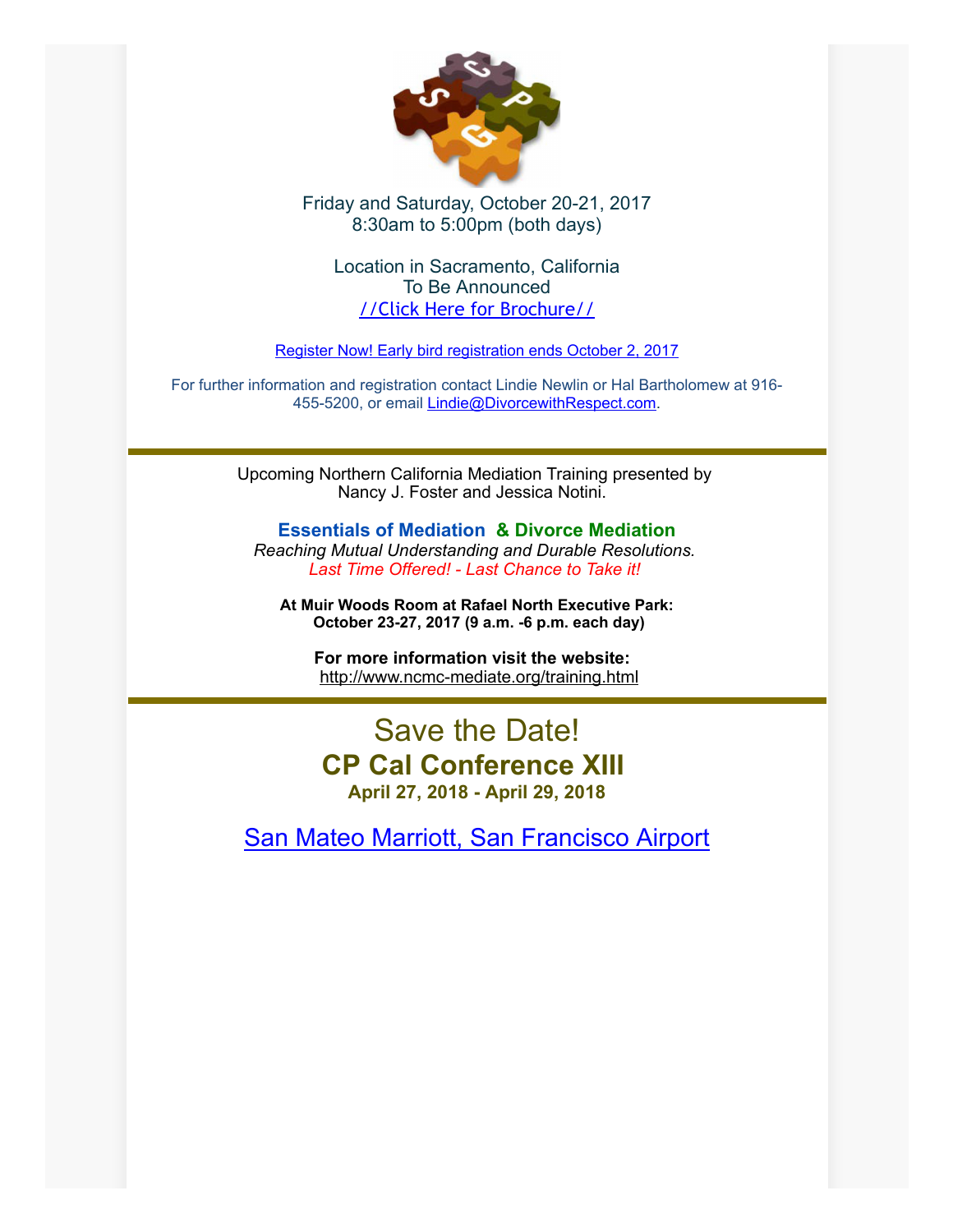Friday and Saturday, October 20-21, 2017
8:30am to 5:00pm (both days)

Location in Sacramento, California
To Be Announced
[//Click Here for Brochure//]

[Register Now! Early bird registration ends October 2, 2017]

For further information and registration contact Lindie Newlin or Hal Bartholomew at 916-455-5200, or email Lindie@DivorcewithRespect.com.

---

Upcoming Northern California Mediation Training presented by Nancy J. Foster and Jessica Notini.

**Essentials of Mediation & Divorce Mediation**
*Reaching Mutual Understanding and Durable Resolutions.*
*Last Time Offered! - Last Chance to Take it!*

**At Muir Woods Room at Rafael North Executive Park:**
**October 23-27, 2017 (9 a.m. -6 p.m. each day)**

**For more information visit the website:**
http://www.ncmc-mediate.org/training.html

---

## Save the Date!

## **CP Cal Conference XIII**

**April 27, 2018 - April 29, 2018**

[San Mateo Marriott, San Francisco Airport]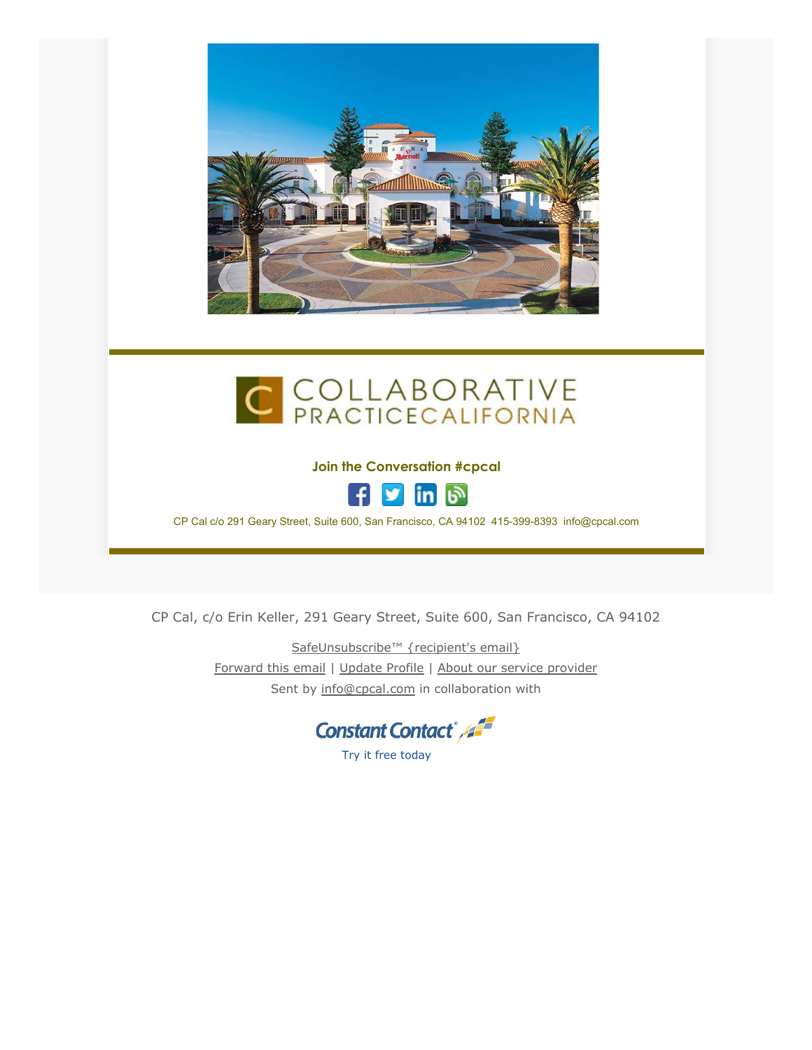Join the Conversation #cpcal

CP Cal c/o 291 Geary Street, Suite 600, San Francisco, CA 94102 415-399-8393 info@cpcal.com

CP Cal, c/o Erin Keller, 291 Geary Street, Suite 600, San Francisco, CA 94102

SafeUnsubscribe™ {recipient's email}

Forward this email | Update Profile | About our service provider

Sent by info@cpcal.com in collaboration with

Constant Contact

Try it free today